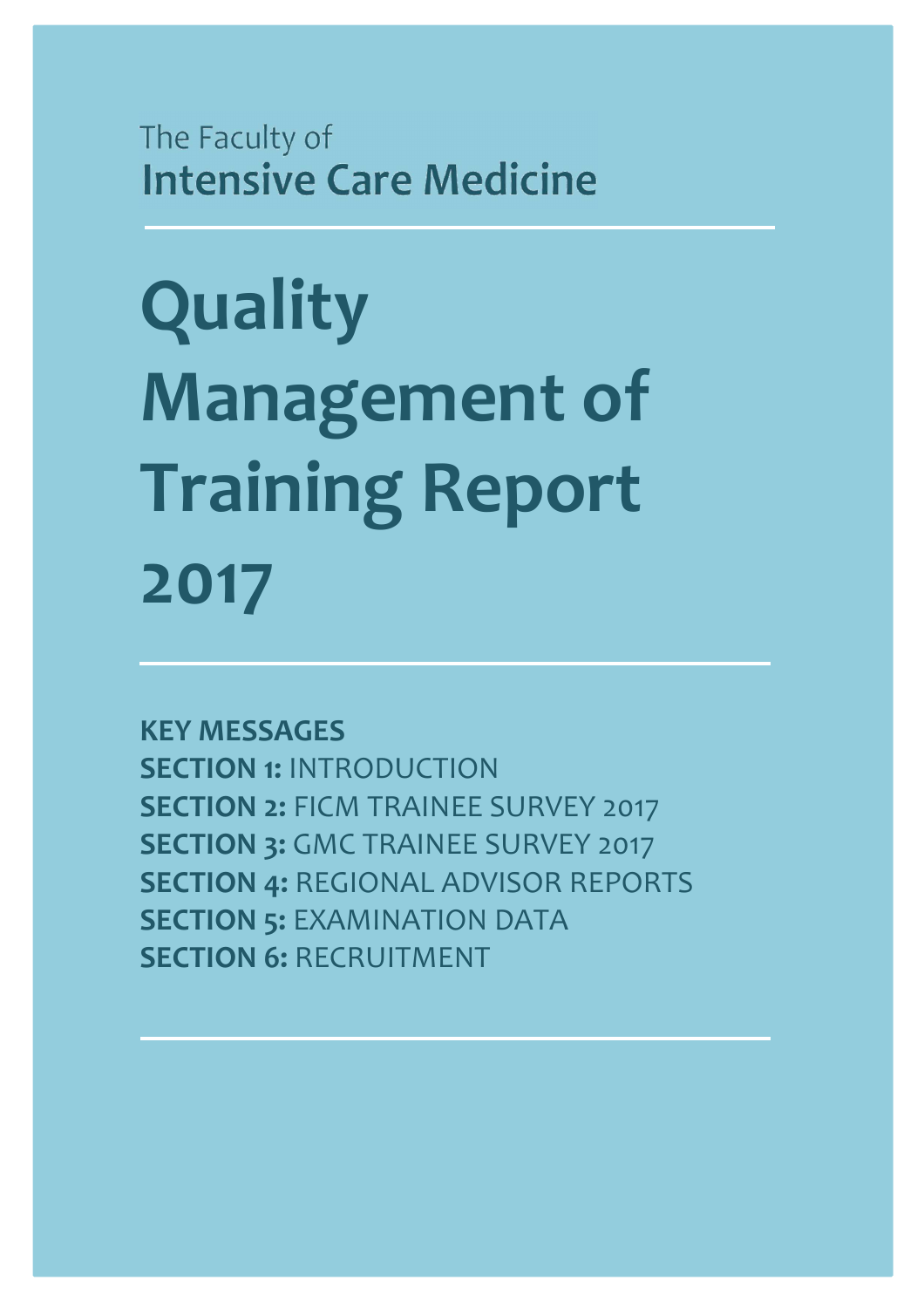The Faculty of
**Intensive Care Medicine**

# Quality Management of Training Report 2017

**KEY MESSAGES**
**SECTION 1:** INTRODUCTION
**SECTION 2:** FICM TRAINEE SURVEY 2017
**SECTION 3:** GMC TRAINEE SURVEY 2017
**SECTION 4:** REGIONAL ADVISOR REPORTS
**SECTION 5:** EXAMINATION DATA
**SECTION 6:** RECRUITMENT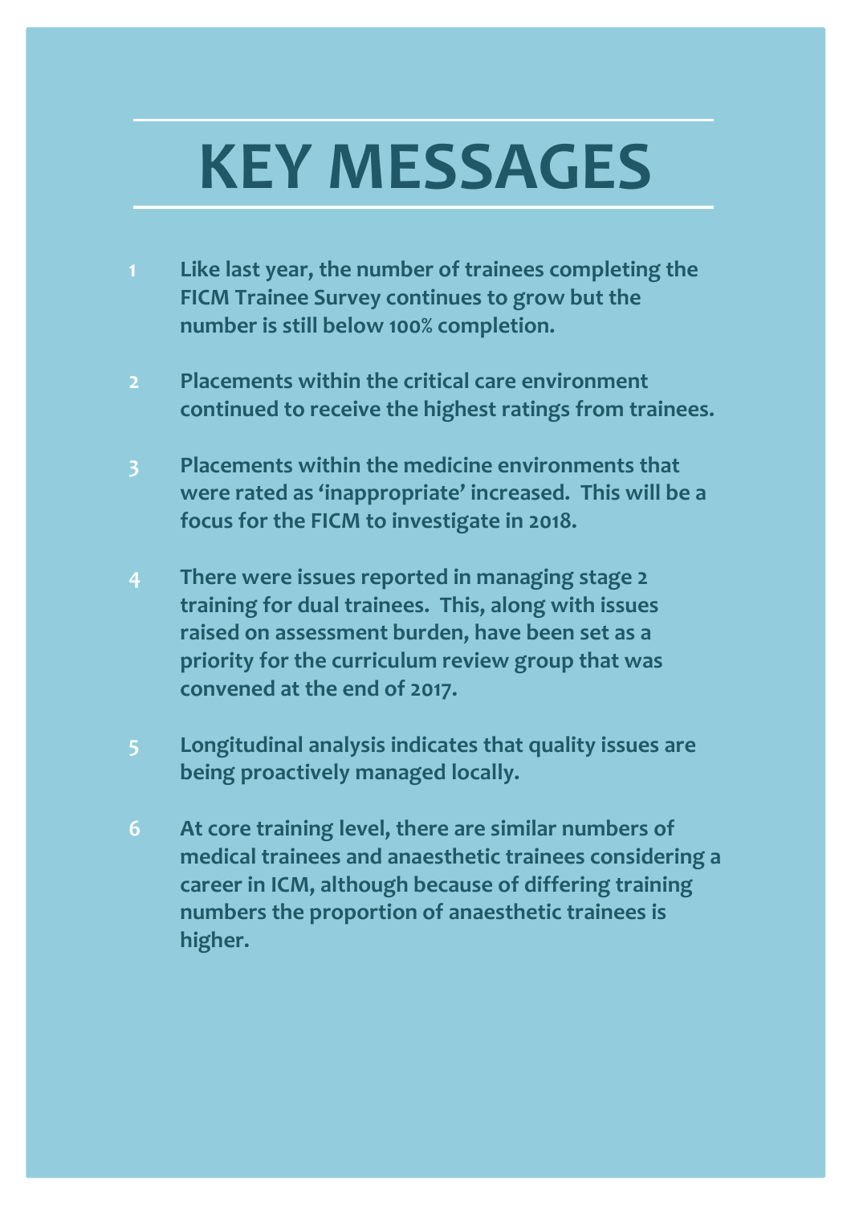# KEY MESSAGES

1. **Like last year, the number of trainees completing the FICM Trainee Survey continues to grow but the number is still below 100% completion.**

2. **Placements within the critical care environment continued to receive the highest ratings from trainees.**

3. **Placements within the medicine environments that were rated as 'inappropriate' increased. This will be a focus for the FICM to investigate in 2018.**

4. **There were issues reported in managing stage 2 training for dual trainees. This, along with issues raised on assessment burden, have been set as a priority for the curriculum review group that was convened at the end of 2017.**

5. **Longitudinal analysis indicates that quality issues are being proactively managed locally.**

6. **At core training level, there are similar numbers of medical trainees and anaesthetic trainees considering a career in ICM, although because of differing training numbers the proportion of anaesthetic trainees is higher.**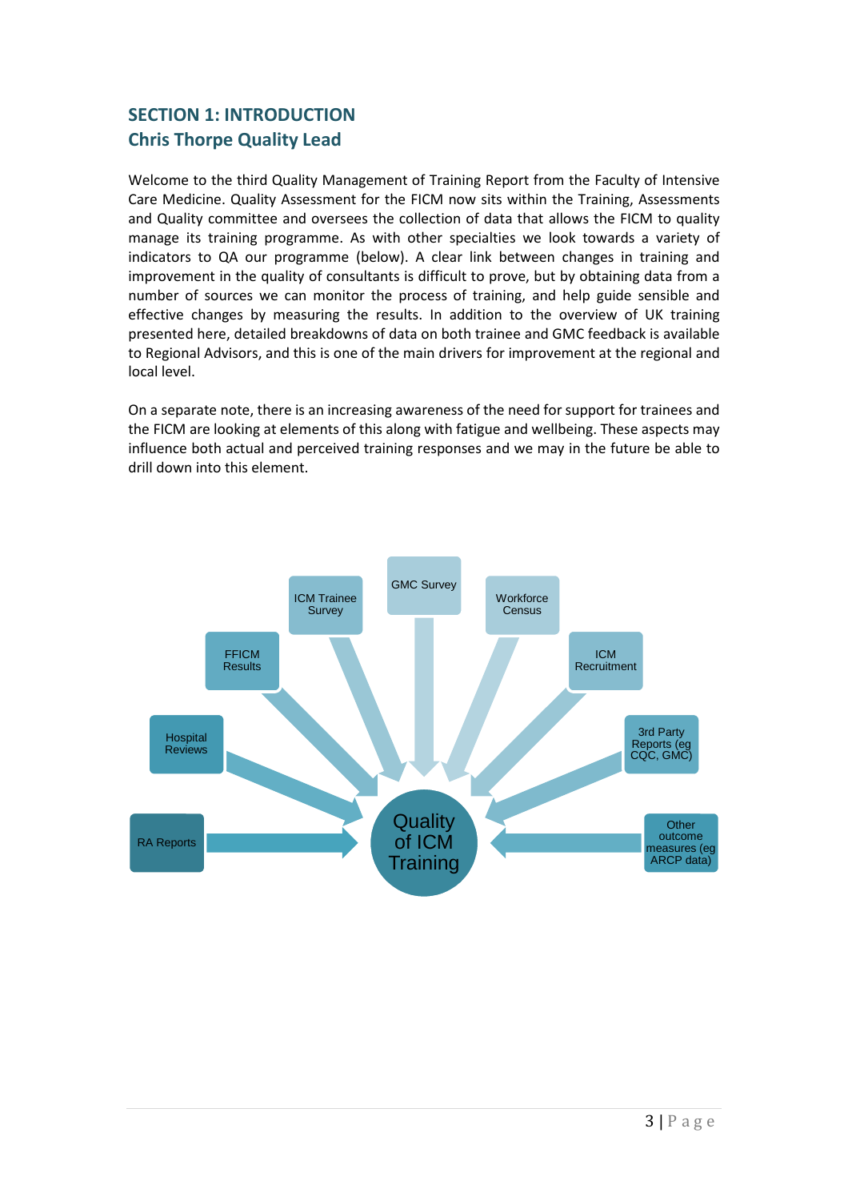## SECTION 1: INTRODUCTION
### Chris Thorpe Quality Lead

Welcome to the third Quality Management of Training Report from the Faculty of Intensive Care Medicine. Quality Assessment for the FICM now sits within the Training, Assessments and Quality committee and oversees the collection of data that allows the FICM to quality manage its training programme. As with other specialties we look towards a variety of indicators to QA our programme (below). A clear link between changes in training and improvement in the quality of consultants is difficult to prove, but by obtaining data from a number of sources we can monitor the process of training, and help guide sensible and effective changes by measuring the results. In addition to the overview of UK training presented here, detailed breakdowns of data on both trainee and GMC feedback is available to Regional Advisors, and this is one of the main drivers for improvement at the regional and local level.

On a separate note, there is an increasing awareness of the need for support for trainees and the FICM are looking at elements of this along with fatigue and wellbeing. These aspects may influence both actual and perceived training responses and we may in the future be able to drill down into this element.

RA Reports
Hospital Reviews
FFICM Results
ICM Trainee Survey
GMC Survey
Workforce Census
ICM Recruitment
3rd Party Reports (eg CQC, GMC)
Other outcome measures (eg ARCP data)

Quality of ICM Training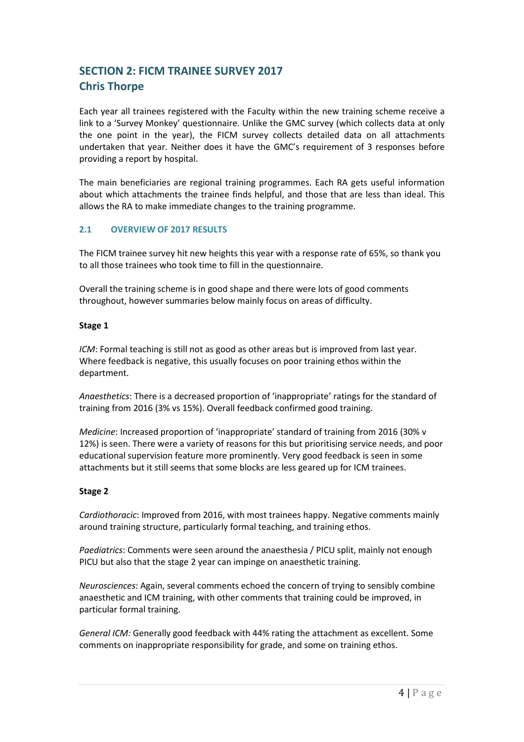## SECTION 2: FICM TRAINEE SURVEY 2017

## Chris Thorpe

Each year all trainees registered with the Faculty within the new training scheme receive a link to a 'Survey Monkey' questionnaire. Unlike the GMC survey (which collects data at only the one point in the year), the FICM survey collects detailed data on all attachments undertaken that year. Neither does it have the GMC's requirement of 3 responses before providing a report by hospital.

The main beneficiaries are regional training programmes. Each RA gets useful information about which attachments the trainee finds helpful, and those that are less than ideal. This allows the RA to make immediate changes to the training programme.

### 2.1 OVERVIEW OF 2017 RESULTS

The FICM trainee survey hit new heights this year with a response rate of 65%, so thank you to all those trainees who took time to fill in the questionnaire.

Overall the training scheme is in good shape and there were lots of good comments throughout, however summaries below mainly focus on areas of difficulty.

**Stage 1**

*ICM*: Formal teaching is still not as good as other areas but is improved from last year. Where feedback is negative, this usually focuses on poor training ethos within the department.

*Anaesthetics*: There is a decreased proportion of 'inappropriate' ratings for the standard of training from 2016 (3% vs 15%). Overall feedback confirmed good training.

*Medicine*: Increased proportion of 'inappropriate' standard of training from 2016 (30% v 12%) is seen. There were a variety of reasons for this but prioritising service needs, and poor educational supervision feature more prominently. Very good feedback is seen in some attachments but it still seems that some blocks are less geared up for ICM trainees.

**Stage 2**

*Cardiothoracic*: Improved from 2016, with most trainees happy. Negative comments mainly around training structure, particularly formal teaching, and training ethos.

*Paediatrics*: Comments were seen around the anaesthesia / PICU split, mainly not enough PICU but also that the stage 2 year can impinge on anaesthetic training.

*Neurosciences*: Again, several comments echoed the concern of trying to sensibly combine anaesthetic and ICM training, with other comments that training could be improved, in particular formal training.

*General ICM:* Generally good feedback with 44% rating the attachment as excellent. Some comments on inappropriate responsibility for grade, and some on training ethos.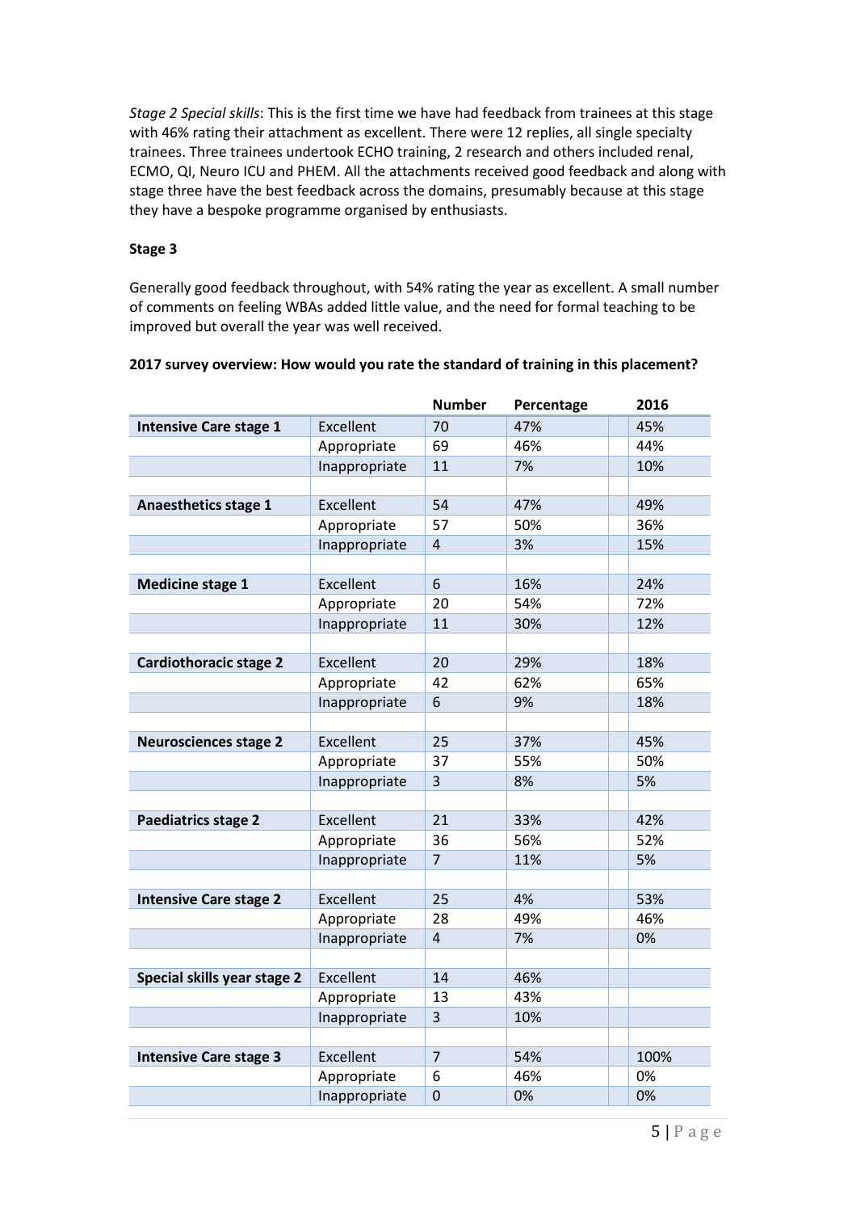*Stage 2 Special skills*: This is the first time we have had feedback from trainees at this stage with 46% rating their attachment as excellent. There were 12 replies, all single specialty trainees. Three trainees undertook ECHO training, 2 research and others included renal, ECMO, QI, Neuro ICU and PHEM. All the attachments received good feedback and along with stage three have the best feedback across the domains, presumably because at this stage they have a bespoke programme organised by enthusiasts.

**Stage 3**

Generally good feedback throughout, with 54% rating the year as excellent. A small number of comments on feeling WBAs added little value, and the need for formal teaching to be improved but overall the year was well received.

**2017 survey overview: How would you rate the standard of training in this placement?**

| | | Number | Percentage | 2016 |
|---|---|---|---|---|
| **Intensive Care stage 1** | Excellent | 70 | 47% | 45% |
| | Appropriate | 69 | 46% | 44% |
| | Inappropriate | 11 | 7% | 10% |
| | | | | |
| **Anaesthetics stage 1** | Excellent | 54 | 47% | 49% |
| | Appropriate | 57 | 50% | 36% |
| | Inappropriate | 4 | 3% | 15% |
| | | | | |
| **Medicine stage 1** | Excellent | 6 | 16% | 24% |
| | Appropriate | 20 | 54% | 72% |
| | Inappropriate | 11 | 30% | 12% |
| | | | | |
| **Cardiothoracic stage 2** | Excellent | 20 | 29% | 18% |
| | Appropriate | 42 | 62% | 65% |
| | Inappropriate | 6 | 9% | 18% |
| | | | | |
| **Neurosciences stage 2** | Excellent | 25 | 37% | 45% |
| | Appropriate | 37 | 55% | 50% |
| | Inappropriate | 3 | 8% | 5% |
| | | | | |
| **Paediatrics stage 2** | Excellent | 21 | 33% | 42% |
| | Appropriate | 36 | 56% | 52% |
| | Inappropriate | 7 | 11% | 5% |
| | | | | |
| **Intensive Care stage 2** | Excellent | 25 | 4% | 53% |
| | Appropriate | 28 | 49% | 46% |
| | Inappropriate | 4 | 7% | 0% |
| | | | | |
| **Special skills year stage 2** | Excellent | 14 | 46% | |
| | Appropriate | 13 | 43% | |
| | Inappropriate | 3 | 10% | |
| | | | | |
| **Intensive Care stage 3** | Excellent | 7 | 54% | 100% |
| | Appropriate | 6 | 46% | 0% |
| | Inappropriate | 0 | 0% | 0% |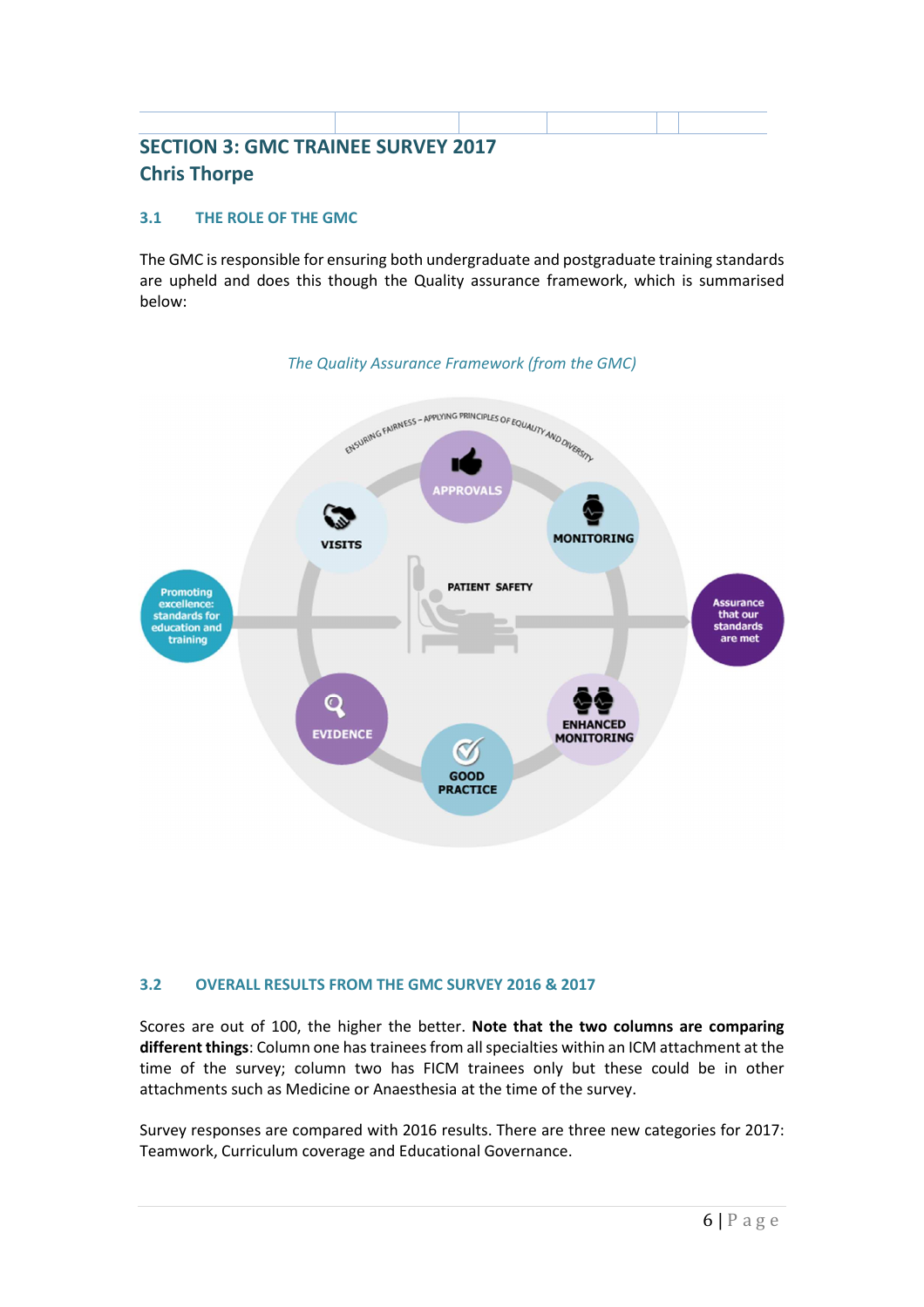## SECTION 3: GMC TRAINEE SURVEY 2017
## Chris Thorpe

### 3.1 THE ROLE OF THE GMC

The GMC is responsible for ensuring both undergraduate and postgraduate training standards are upheld and does this though the Quality assurance framework, which is summarised below:

*The Quality Assurance Framework (from the GMC)*

ENSURING FAIRNESS – APPLYING PRINCIPLES OF EQUALITY AND DIVERSITY

APPROVALS

VISITS

MONITORING

PATIENT SAFETY

Promoting excellence: standards for education and training

Assurance that our standards are met

EVIDENCE

ENHANCED MONITORING

GOOD PRACTICE

### 3.2 OVERALL RESULTS FROM THE GMC SURVEY 2016 & 2017

Scores are out of 100, the higher the better. **Note that the two columns are comparing different things**: Column one has trainees from all specialties within an ICM attachment at the time of the survey; column two has FICM trainees only but these could be in other attachments such as Medicine or Anaesthesia at the time of the survey.

Survey responses are compared with 2016 results. There are three new categories for 2017: Teamwork, Curriculum coverage and Educational Governance.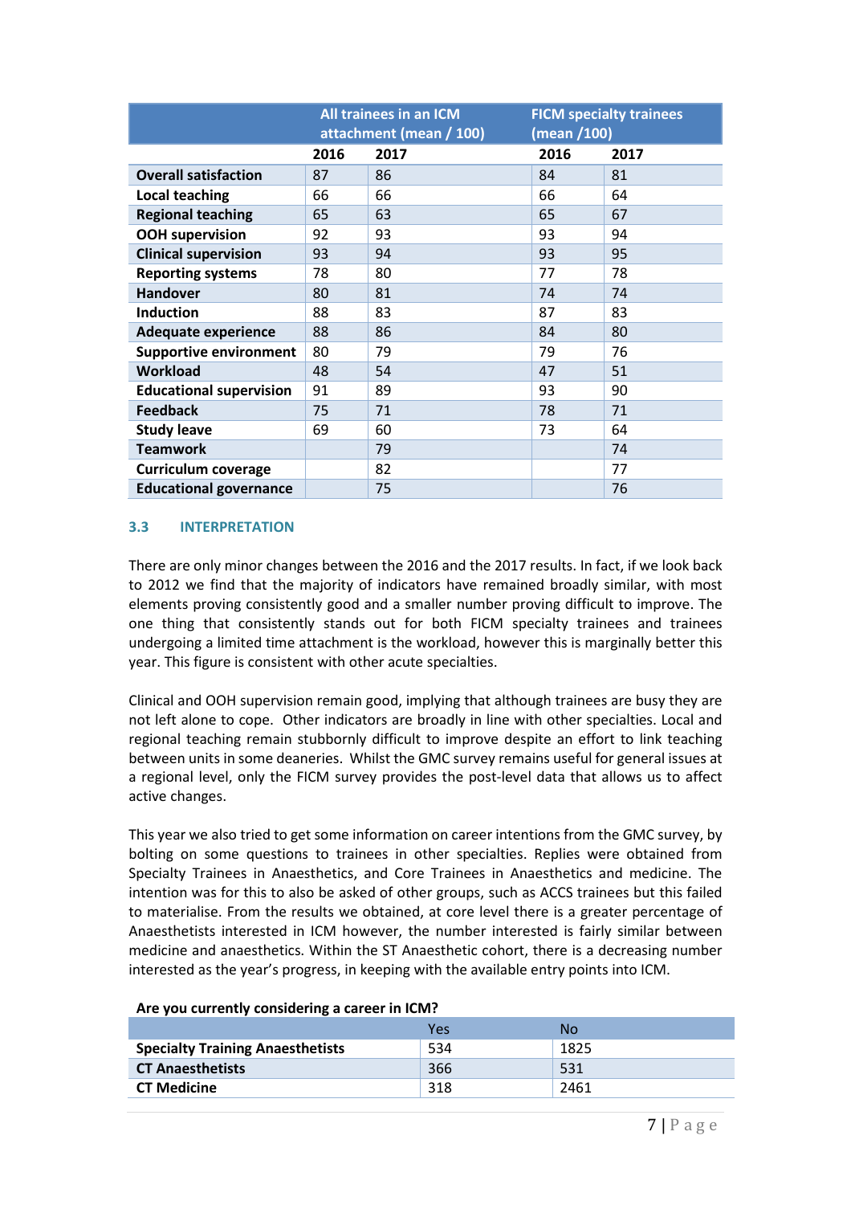| | All trainees in an ICM attachment (mean / 100) | | FICM specialty trainees (mean /100) | |
|---|---|---|---|---|
| | 2016 | 2017 | 2016 | 2017 |
| **Overall satisfaction** | 87 | 86 | 84 | 81 |
| **Local teaching** | 66 | 66 | 66 | 64 |
| **Regional teaching** | 65 | 63 | 65 | 67 |
| **OOH supervision** | 92 | 93 | 93 | 94 |
| **Clinical supervision** | 93 | 94 | 93 | 95 |
| **Reporting systems** | 78 | 80 | 77 | 78 |
| **Handover** | 80 | 81 | 74 | 74 |
| **Induction** | 88 | 83 | 87 | 83 |
| **Adequate experience** | 88 | 86 | 84 | 80 |
| **Supportive environment** | 80 | 79 | 79 | 76 |
| **Workload** | 48 | 54 | 47 | 51 |
| **Educational supervision** | 91 | 89 | 93 | 90 |
| **Feedback** | 75 | 71 | 78 | 71 |
| **Study leave** | 69 | 60 | 73 | 64 |
| **Teamwork** | | 79 | | 74 |
| **Curriculum coverage** | | 82 | | 77 |
| **Educational governance** | | 75 | | 76 |

### 3.3 INTERPRETATION

There are only minor changes between the 2016 and the 2017 results. In fact, if we look back to 2012 we find that the majority of indicators have remained broadly similar, with most elements proving consistently good and a smaller number proving difficult to improve. The one thing that consistently stands out for both FICM specialty trainees and trainees undergoing a limited time attachment is the workload, however this is marginally better this year. This figure is consistent with other acute specialties.

Clinical and OOH supervision remain good, implying that although trainees are busy they are not left alone to cope. Other indicators are broadly in line with other specialties. Local and regional teaching remain stubbornly difficult to improve despite an effort to link teaching between units in some deaneries. Whilst the GMC survey remains useful for general issues at a regional level, only the FICM survey provides the post-level data that allows us to affect active changes.

This year we also tried to get some information on career intentions from the GMC survey, by bolting on some questions to trainees in other specialties. Replies were obtained from Specialty Trainees in Anaesthetics, and Core Trainees in Anaesthetics and medicine. The intention was for this to also be asked of other groups, such as ACCS trainees but this failed to materialise. From the results we obtained, at core level there is a greater percentage of Anaesthetists interested in ICM however, the number interested is fairly similar between medicine and anaesthetics. Within the ST Anaesthetic cohort, there is a decreasing number interested as the year's progress, in keeping with the available entry points into ICM.

**Are you currently considering a career in ICM?**

| | Yes | No |
|---|---|---|
| **Specialty Training Anaesthetists** | 534 | 1825 |
| **CT Anaesthetists** | 366 | 531 |
| **CT Medicine** | 318 | 2461 |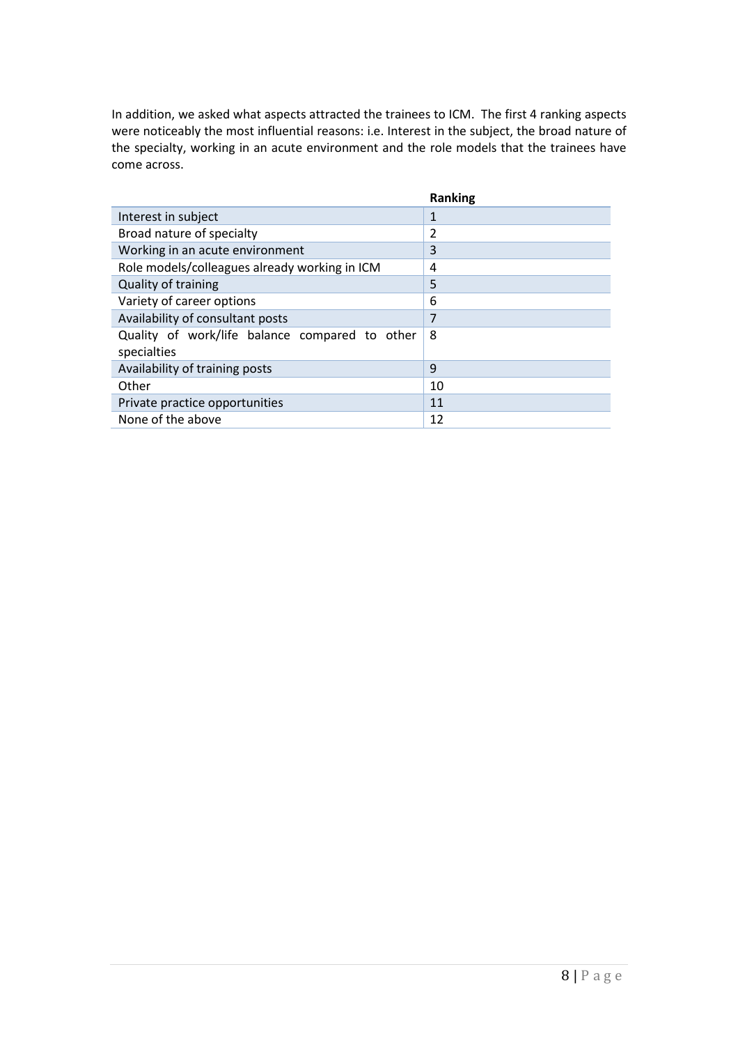In addition, we asked what aspects attracted the trainees to ICM. The first 4 ranking aspects were noticeably the most influential reasons: i.e. Interest in the subject, the broad nature of the specialty, working in an acute environment and the role models that the trainees have come across.

| | Ranking |
|---|---|
| Interest in subject | 1 |
| Broad nature of specialty | 2 |
| Working in an acute environment | 3 |
| Role models/colleagues already working in ICM | 4 |
| Quality of training | 5 |
| Variety of career options | 6 |
| Availability of consultant posts | 7 |
| Quality of work/life balance compared to other specialties | 8 |
| Availability of training posts | 9 |
| Other | 10 |
| Private practice opportunities | 11 |
| None of the above | 12 |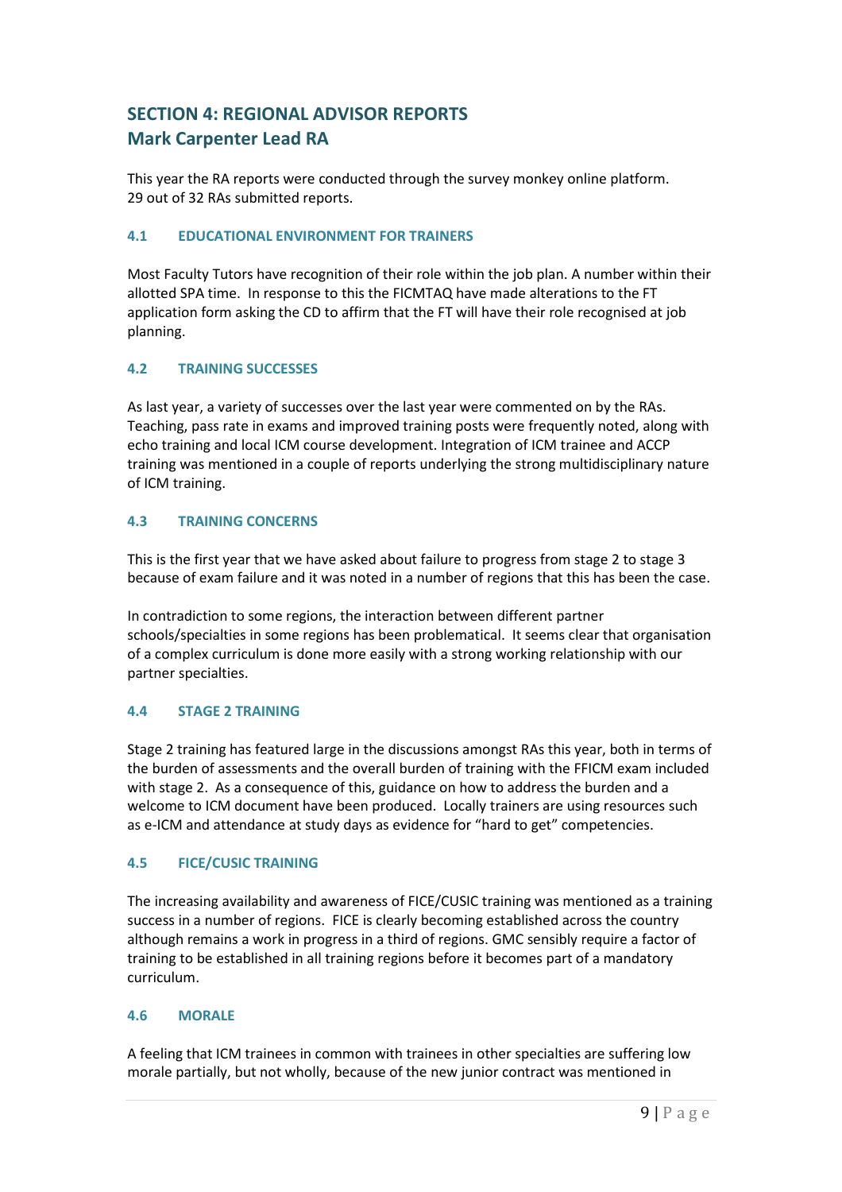## SECTION 4: REGIONAL ADVISOR REPORTS
## Mark Carpenter Lead RA

This year the RA reports were conducted through the survey monkey online platform.
29 out of 32 RAs submitted reports.

### 4.1 EDUCATIONAL ENVIRONMENT FOR TRAINERS

Most Faculty Tutors have recognition of their role within the job plan. A number within their allotted SPA time. In response to this the FICMTAQ have made alterations to the FT application form asking the CD to affirm that the FT will have their role recognised at job planning.

### 4.2 TRAINING SUCCESSES

As last year, a variety of successes over the last year were commented on by the RAs. Teaching, pass rate in exams and improved training posts were frequently noted, along with echo training and local ICM course development. Integration of ICM trainee and ACCP training was mentioned in a couple of reports underlying the strong multidisciplinary nature of ICM training.

### 4.3 TRAINING CONCERNS

This is the first year that we have asked about failure to progress from stage 2 to stage 3 because of exam failure and it was noted in a number of regions that this has been the case.

In contradiction to some regions, the interaction between different partner schools/specialties in some regions has been problematical. It seems clear that organisation of a complex curriculum is done more easily with a strong working relationship with our partner specialties.

### 4.4 STAGE 2 TRAINING

Stage 2 training has featured large in the discussions amongst RAs this year, both in terms of the burden of assessments and the overall burden of training with the FFICM exam included with stage 2. As a consequence of this, guidance on how to address the burden and a welcome to ICM document have been produced. Locally trainers are using resources such as e-ICM and attendance at study days as evidence for "hard to get" competencies.

### 4.5 FICE/CUSIC TRAINING

The increasing availability and awareness of FICE/CUSIC training was mentioned as a training success in a number of regions. FICE is clearly becoming established across the country although remains a work in progress in a third of regions. GMC sensibly require a factor of training to be established in all training regions before it becomes part of a mandatory curriculum.

### 4.6 MORALE

A feeling that ICM trainees in common with trainees in other specialties are suffering low morale partially, but not wholly, because of the new junior contract was mentioned in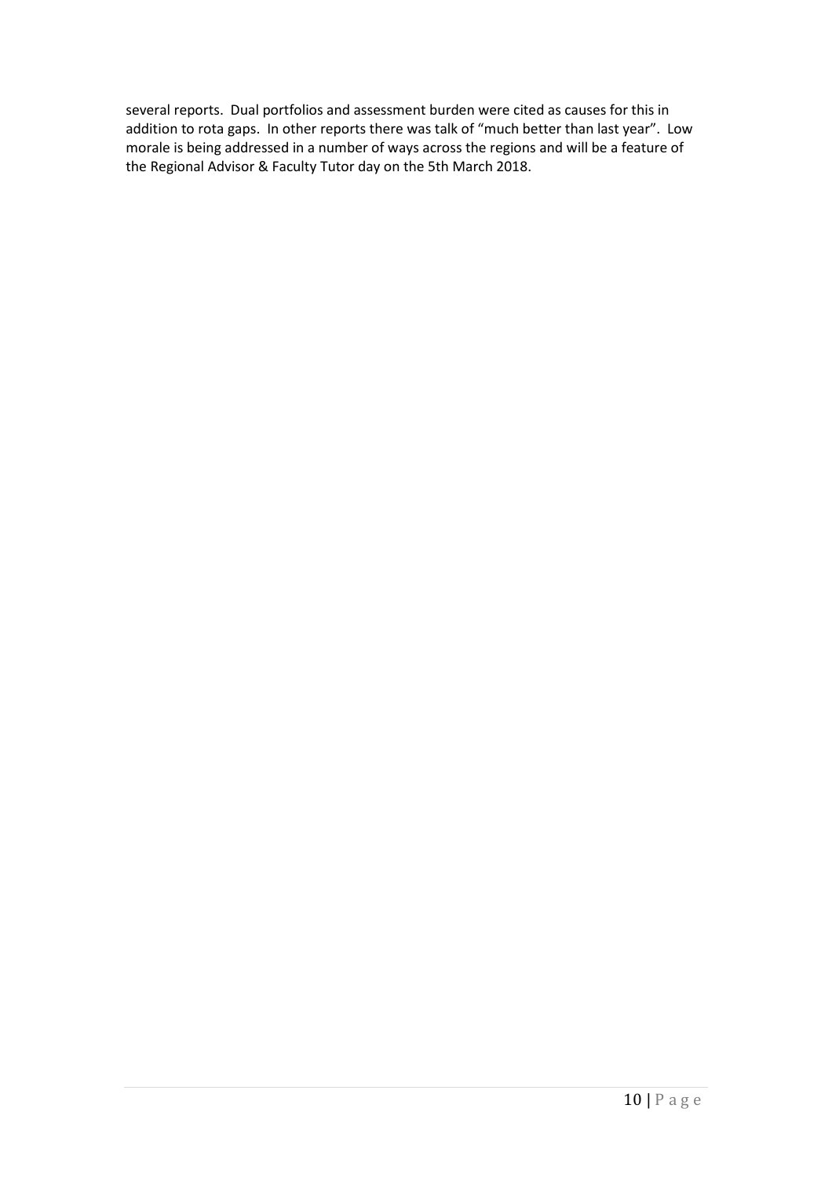several reports. Dual portfolios and assessment burden were cited as causes for this in addition to rota gaps. In other reports there was talk of "much better than last year". Low morale is being addressed in a number of ways across the regions and will be a feature of the Regional Advisor & Faculty Tutor day on the 5th March 2018.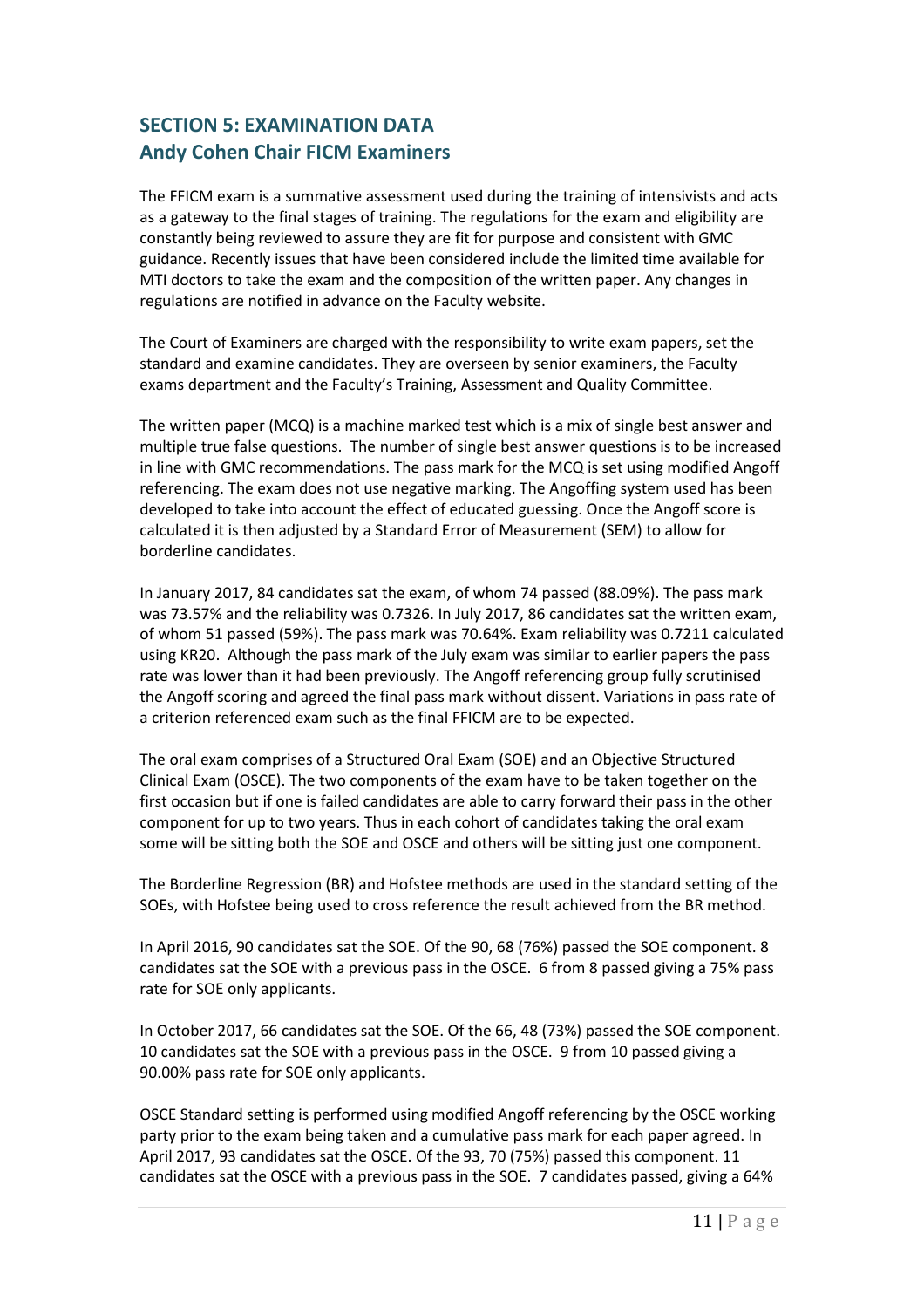## SECTION 5: EXAMINATION DATA
## Andy Cohen Chair FICM Examiners

The FFICM exam is a summative assessment used during the training of intensivists and acts as a gateway to the final stages of training. The regulations for the exam and eligibility are constantly being reviewed to assure they are fit for purpose and consistent with GMC guidance. Recently issues that have been considered include the limited time available for MTI doctors to take the exam and the composition of the written paper. Any changes in regulations are notified in advance on the Faculty website.

The Court of Examiners are charged with the responsibility to write exam papers, set the standard and examine candidates. They are overseen by senior examiners, the Faculty exams department and the Faculty's Training, Assessment and Quality Committee.

The written paper (MCQ) is a machine marked test which is a mix of single best answer and multiple true false questions. The number of single best answer questions is to be increased in line with GMC recommendations. The pass mark for the MCQ is set using modified Angoff referencing. The exam does not use negative marking. The Angoffing system used has been developed to take into account the effect of educated guessing. Once the Angoff score is calculated it is then adjusted by a Standard Error of Measurement (SEM) to allow for borderline candidates.

In January 2017, 84 candidates sat the exam, of whom 74 passed (88.09%). The pass mark was 73.57% and the reliability was 0.7326. In July 2017, 86 candidates sat the written exam, of whom 51 passed (59%). The pass mark was 70.64%. Exam reliability was 0.7211 calculated using KR20. Although the pass mark of the July exam was similar to earlier papers the pass rate was lower than it had been previously. The Angoff referencing group fully scrutinised the Angoff scoring and agreed the final pass mark without dissent. Variations in pass rate of a criterion referenced exam such as the final FFICM are to be expected.

The oral exam comprises of a Structured Oral Exam (SOE) and an Objective Structured Clinical Exam (OSCE). The two components of the exam have to be taken together on the first occasion but if one is failed candidates are able to carry forward their pass in the other component for up to two years. Thus in each cohort of candidates taking the oral exam some will be sitting both the SOE and OSCE and others will be sitting just one component.

The Borderline Regression (BR) and Hofstee methods are used in the standard setting of the SOEs, with Hofstee being used to cross reference the result achieved from the BR method.

In April 2016, 90 candidates sat the SOE. Of the 90, 68 (76%) passed the SOE component. 8 candidates sat the SOE with a previous pass in the OSCE. 6 from 8 passed giving a 75% pass rate for SOE only applicants.

In October 2017, 66 candidates sat the SOE. Of the 66, 48 (73%) passed the SOE component. 10 candidates sat the SOE with a previous pass in the OSCE. 9 from 10 passed giving a 90.00% pass rate for SOE only applicants.

OSCE Standard setting is performed using modified Angoff referencing by the OSCE working party prior to the exam being taken and a cumulative pass mark for each paper agreed. In April 2017, 93 candidates sat the OSCE. Of the 93, 70 (75%) passed this component. 11 candidates sat the OSCE with a previous pass in the SOE. 7 candidates passed, giving a 64%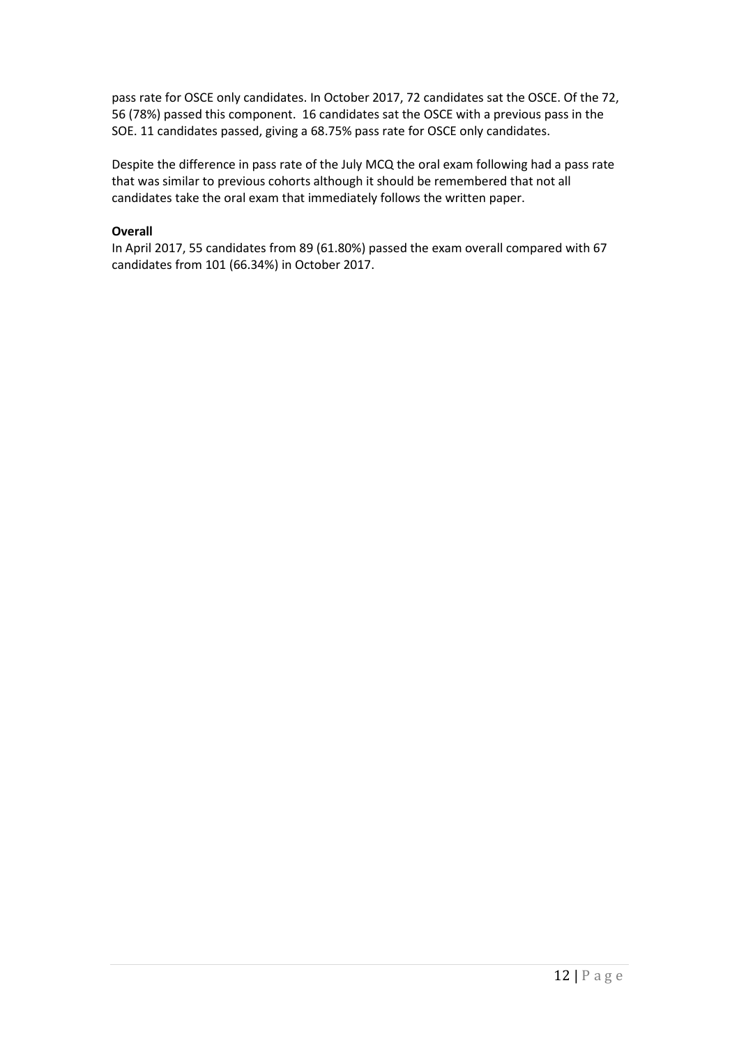pass rate for OSCE only candidates. In October 2017, 72 candidates sat the OSCE. Of the 72, 56 (78%) passed this component. 16 candidates sat the OSCE with a previous pass in the SOE. 11 candidates passed, giving a 68.75% pass rate for OSCE only candidates.

Despite the difference in pass rate of the July MCQ the oral exam following had a pass rate that was similar to previous cohorts although it should be remembered that not all candidates take the oral exam that immediately follows the written paper.

**Overall**

In April 2017, 55 candidates from 89 (61.80%) passed the exam overall compared with 67 candidates from 101 (66.34%) in October 2017.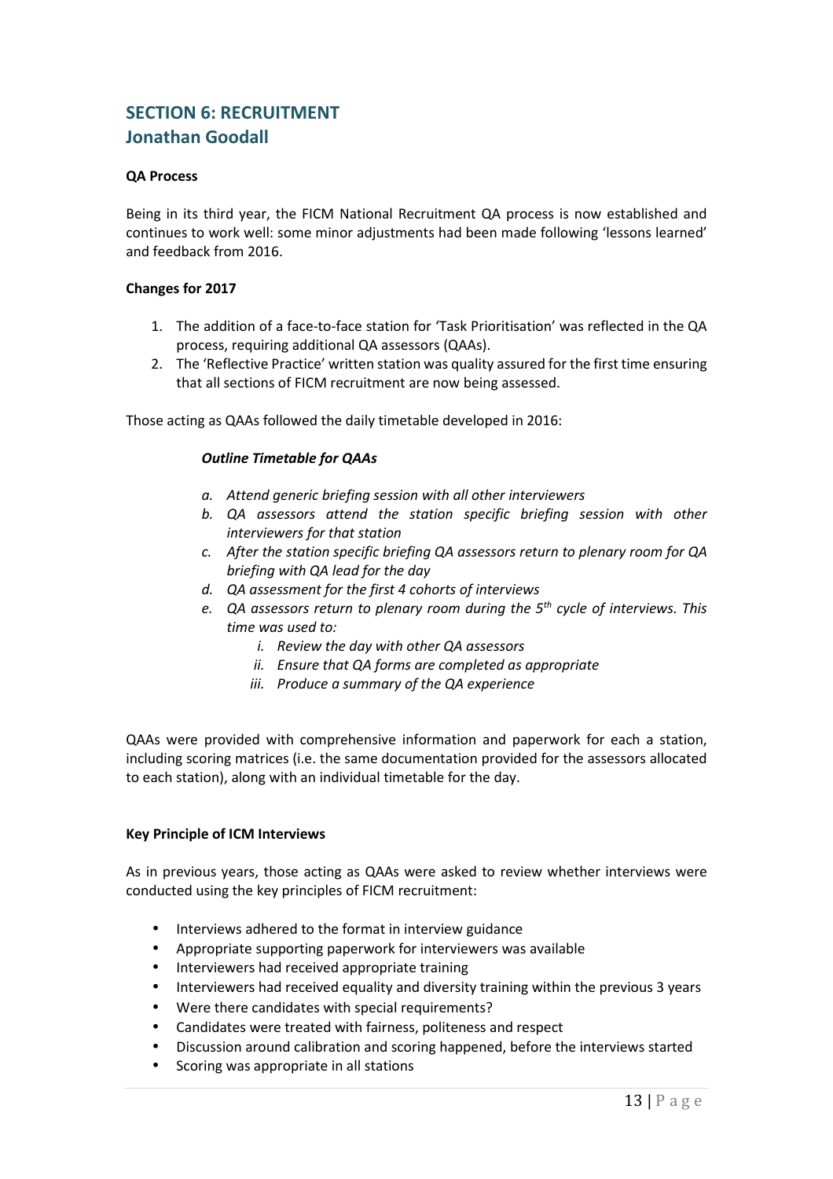## SECTION 6: RECRUITMENT
## Jonathan Goodall

**QA Process**

Being in its third year, the FICM National Recruitment QA process is now established and continues to work well: some minor adjustments had been made following 'lessons learned' and feedback from 2016.

**Changes for 2017**

1. The addition of a face-to-face station for 'Task Prioritisation' was reflected in the QA process, requiring additional QA assessors (QAAs).
2. The 'Reflective Practice' written station was quality assured for the first time ensuring that all sections of FICM recruitment are now being assessed.

Those acting as QAAs followed the daily timetable developed in 2016:

***Outline Timetable for QAAs***

*a. Attend generic briefing session with all other interviewers*
*b. QA assessors attend the station specific briefing session with other interviewers for that station*
*c. After the station specific briefing QA assessors return to plenary room for QA briefing with QA lead for the day*
*d. QA assessment for the first 4 cohorts of interviews*
*e. QA assessors return to plenary room during the 5th cycle of interviews. This time was used to:*
   *i. Review the day with other QA assessors*
   *ii. Ensure that QA forms are completed as appropriate*
   *iii. Produce a summary of the QA experience*

QAAs were provided with comprehensive information and paperwork for each a station, including scoring matrices (i.e. the same documentation provided for the assessors allocated to each station), along with an individual timetable for the day.

**Key Principle of ICM Interviews**

As in previous years, those acting as QAAs were asked to review whether interviews were conducted using the key principles of FICM recruitment:

- Interviews adhered to the format in interview guidance
- Appropriate supporting paperwork for interviewers was available
- Interviewers had received appropriate training
- Interviewers had received equality and diversity training within the previous 3 years
- Were there candidates with special requirements?
- Candidates were treated with fairness, politeness and respect
- Discussion around calibration and scoring happened, before the interviews started
- Scoring was appropriate in all stations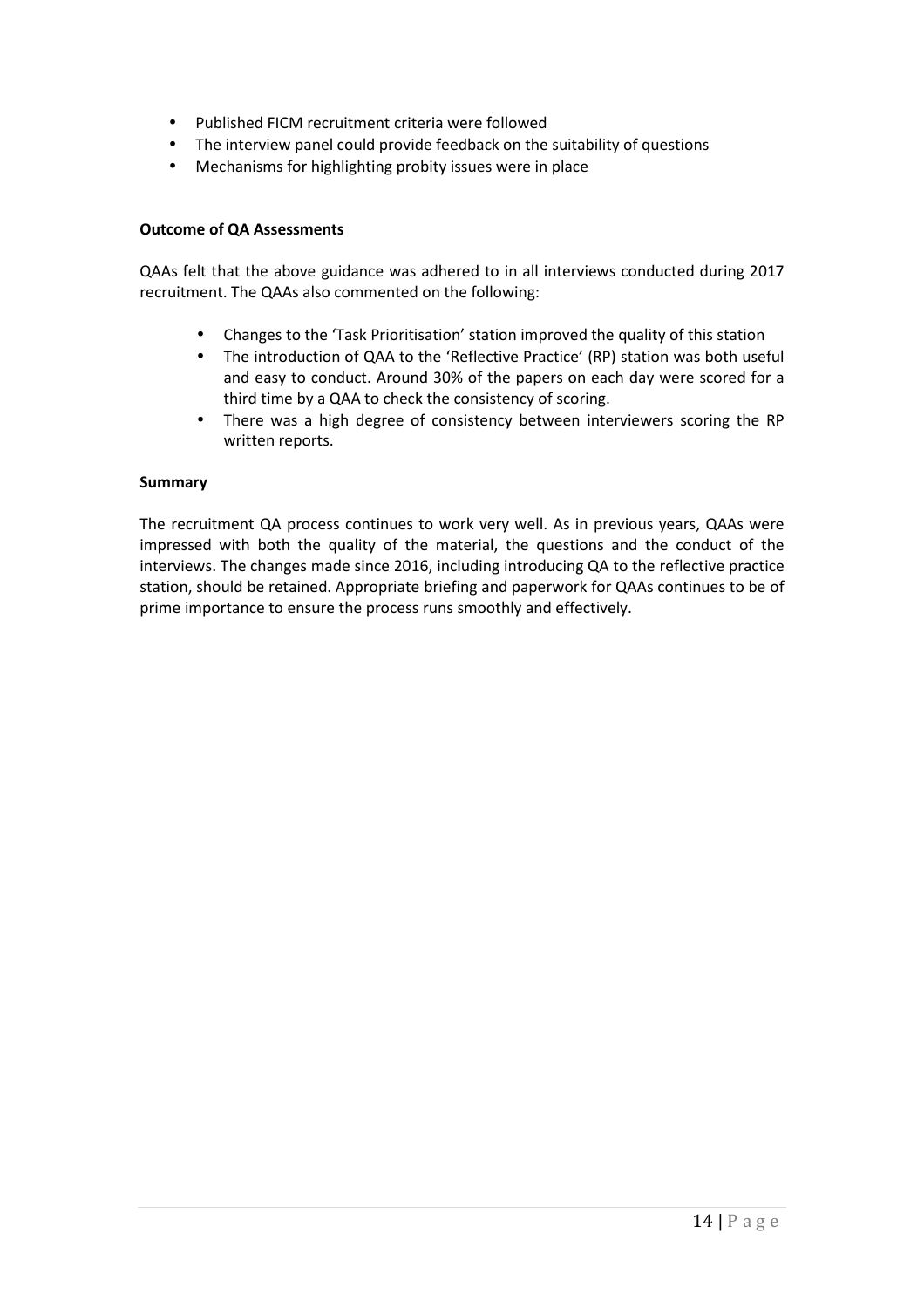- Published FICM recruitment criteria were followed
- The interview panel could provide feedback on the suitability of questions
- Mechanisms for highlighting probity issues were in place

**Outcome of QA Assessments**

QAAs felt that the above guidance was adhered to in all interviews conducted during 2017 recruitment. The QAAs also commented on the following:

- Changes to the 'Task Prioritisation' station improved the quality of this station
- The introduction of QAA to the 'Reflective Practice' (RP) station was both useful and easy to conduct. Around 30% of the papers on each day were scored for a third time by a QAA to check the consistency of scoring.
- There was a high degree of consistency between interviewers scoring the RP written reports.

**Summary**

The recruitment QA process continues to work very well. As in previous years, QAAs were impressed with both the quality of the material, the questions and the conduct of the interviews. The changes made since 2016, including introducing QA to the reflective practice station, should be retained. Appropriate briefing and paperwork for QAAs continues to be of prime importance to ensure the process runs smoothly and effectively.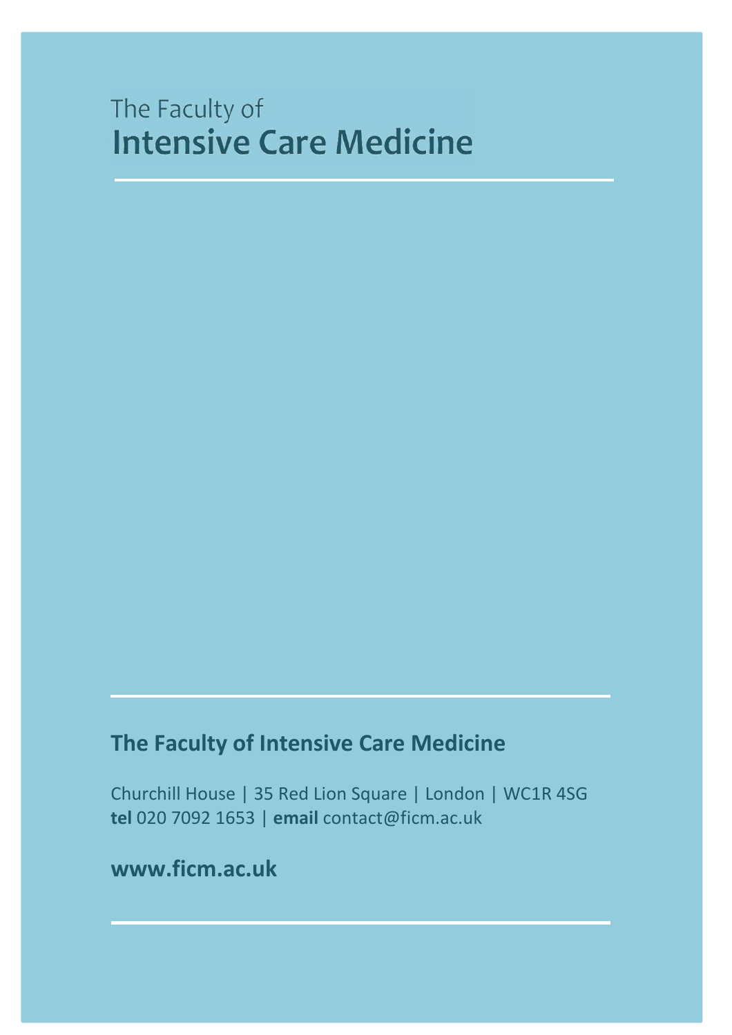The Faculty of
**Intensive Care Medicine**

**The Faculty of Intensive Care Medicine**

Churchill House | 35 Red Lion Square | London | WC1R 4SG
**tel** 020 7092 1653 | **email** contact@ficm.ac.uk

**www.ficm.ac.uk**